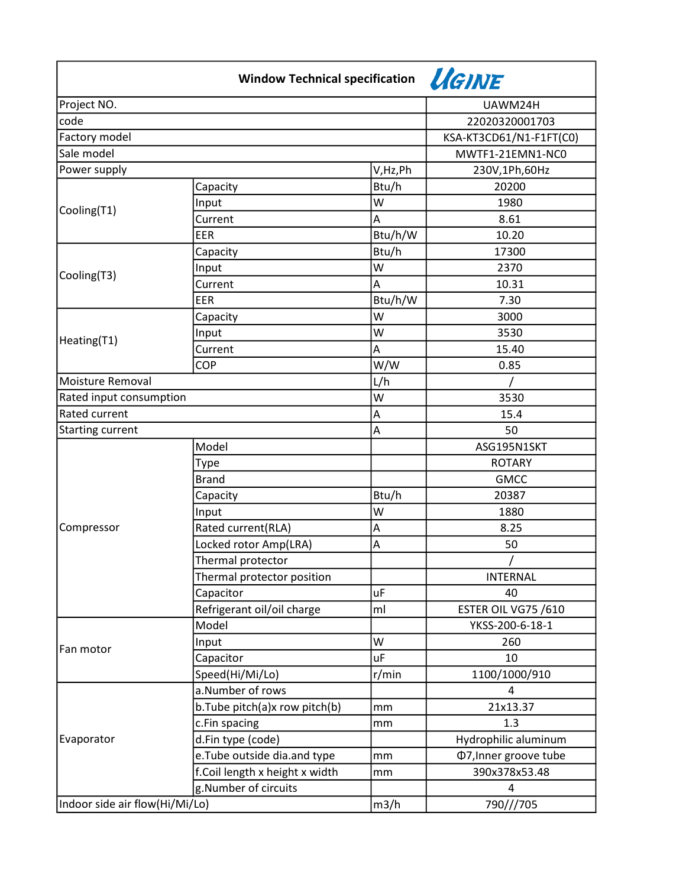# Window Technical specification UGINE

| | | | |
|---|---|---|---|
| Project NO. | | | UAWM24H |
| code | | | 22020320001703 |
| Factory model | | | KSA-KT3CD61/N1-F1FT(C0) |
| Sale model | | | MWTF1-21EMN1-NC0 |
| Power supply | | V,Hz,Ph | 230V,1Ph,60Hz |
| Cooling(T1) | Capacity | Btu/h | 20200 |
| | Input | W | 1980 |
| | Current | A | 8.61 |
| | EER | Btu/h/W | 10.20 |
| Cooling(T3) | Capacity | Btu/h | 17300 |
| | Input | W | 2370 |
| | Current | A | 10.31 |
| | EER | Btu/h/W | 7.30 |
| Heating(T1) | Capacity | W | 3000 |
| | Input | W | 3530 |
| | Current | A | 15.40 |
| | COP | W/W | 0.85 |
| Moisture Removal | | L/h | / |
| Rated input consumption | | W | 3530 |
| Rated current | | A | 15.4 |
| Starting current | | A | 50 |
| Compressor | Model | | ASG195N1SKT |
| | Type | | ROTARY |
| | Brand | | GMCC |
| | Capacity | Btu/h | 20387 |
| | Input | W | 1880 |
| | Rated current(RLA) | A | 8.25 |
| | Locked rotor Amp(LRA) | A | 50 |
| | Thermal protector | | / |
| | Thermal protector position | | INTERNAL |
| | Capacitor | uF | 40 |
| | Refrigerant oil/oil charge | ml | ESTER OIL VG75 /610 |
| Fan motor | Model | | YKSS-200-6-18-1 |
| | Input | W | 260 |
| | Capacitor | uF | 10 |
| | Speed(Hi/Mi/Lo) | r/min | 1100/1000/910 |
| Evaporator | a.Number of rows | | 4 |
| | b.Tube pitch(a)x row pitch(b) | mm | 21x13.37 |
| | c.Fin spacing | mm | 1.3 |
| | d.Fin type (code) | | Hydrophilic aluminum |
| | e.Tube outside dia.and type | mm | Φ7,Inner groove tube |
| | f.Coil length x height x width | mm | 390x378x53.48 |
| | g.Number of circuits | | 4 |
| Indoor side air flow(Hi/Mi/Lo) | | m3/h | 790///705 |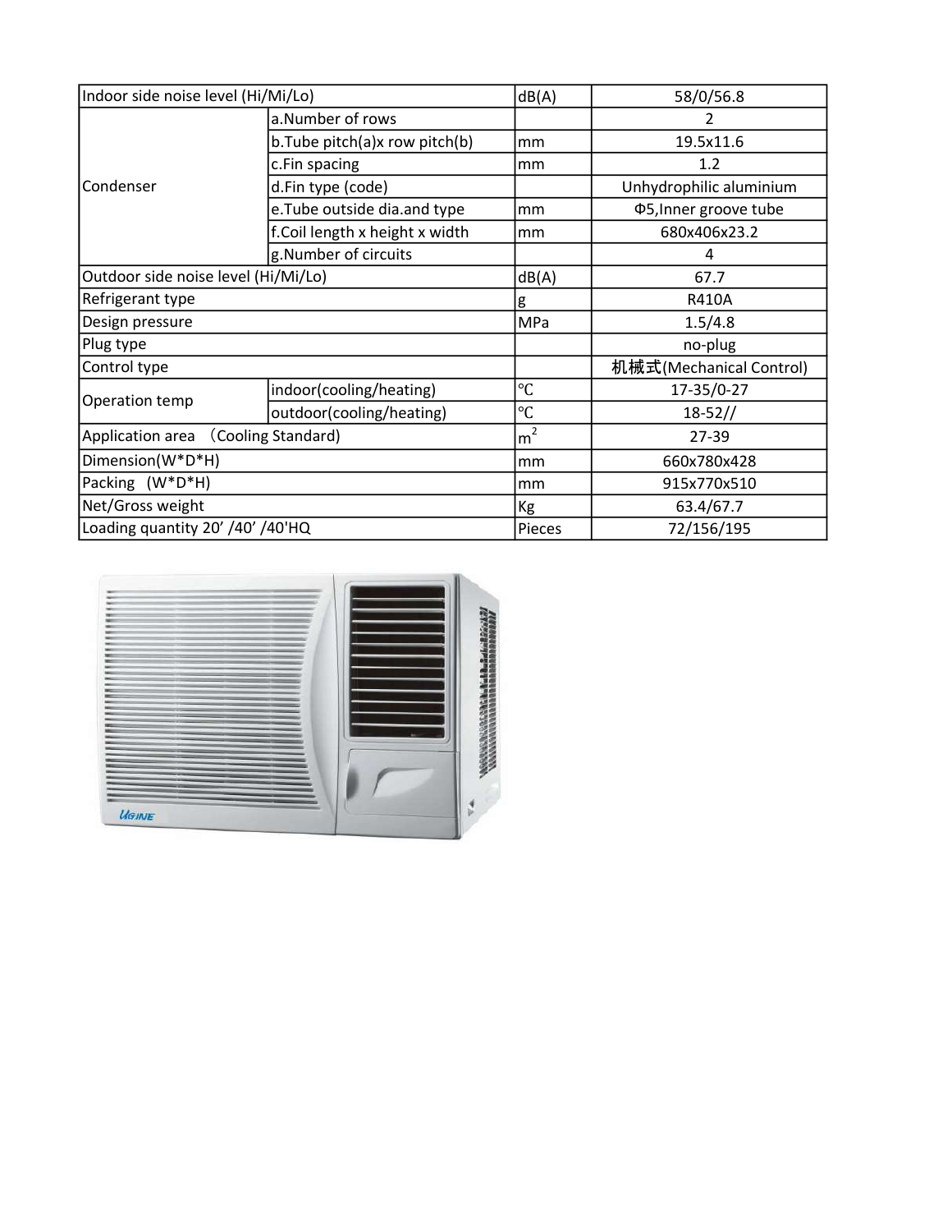| | | | |
|---|---|---|---|
| Indoor side noise level (Hi/Mi/Lo) | | dB(A) | 58/0/56.8 |
| Condenser | a.Number of rows | | 2 |
| | b.Tube pitch(a)x row pitch(b) | mm | 19.5x11.6 |
| | c.Fin spacing | mm | 1.2 |
| | d.Fin type (code) | | Unhydrophilic aluminium |
| | e.Tube outside dia.and type | mm | Φ5,Inner groove tube |
| | f.Coil length x height x width | mm | 680x406x23.2 |
| | g.Number of circuits | | 4 |
| Outdoor side noise level (Hi/Mi/Lo) | | dB(A) | 67.7 |
| Refrigerant type | | g | R410A |
| Design pressure | | MPa | 1.5/4.8 |
| Plug type | | | no-plug |
| Control type | | | 机械式(Mechanical Control) |
| Operation temp | indoor(cooling/heating) | ℃ | 17-35/0-27 |
| | outdoor(cooling/heating) | ℃ | 18-52// |
| Application area （Cooling Standard) | | $m^2$ | 27-39 |
| Dimension(W*D*H) | | mm | 660x780x428 |
| Packing (W*D*H) | | mm | 915x770x510 |
| Net/Gross weight | | Kg | 63.4/67.7 |
| Loading quantity 20' /40' /40'HQ | | Pieces | 72/156/195 |